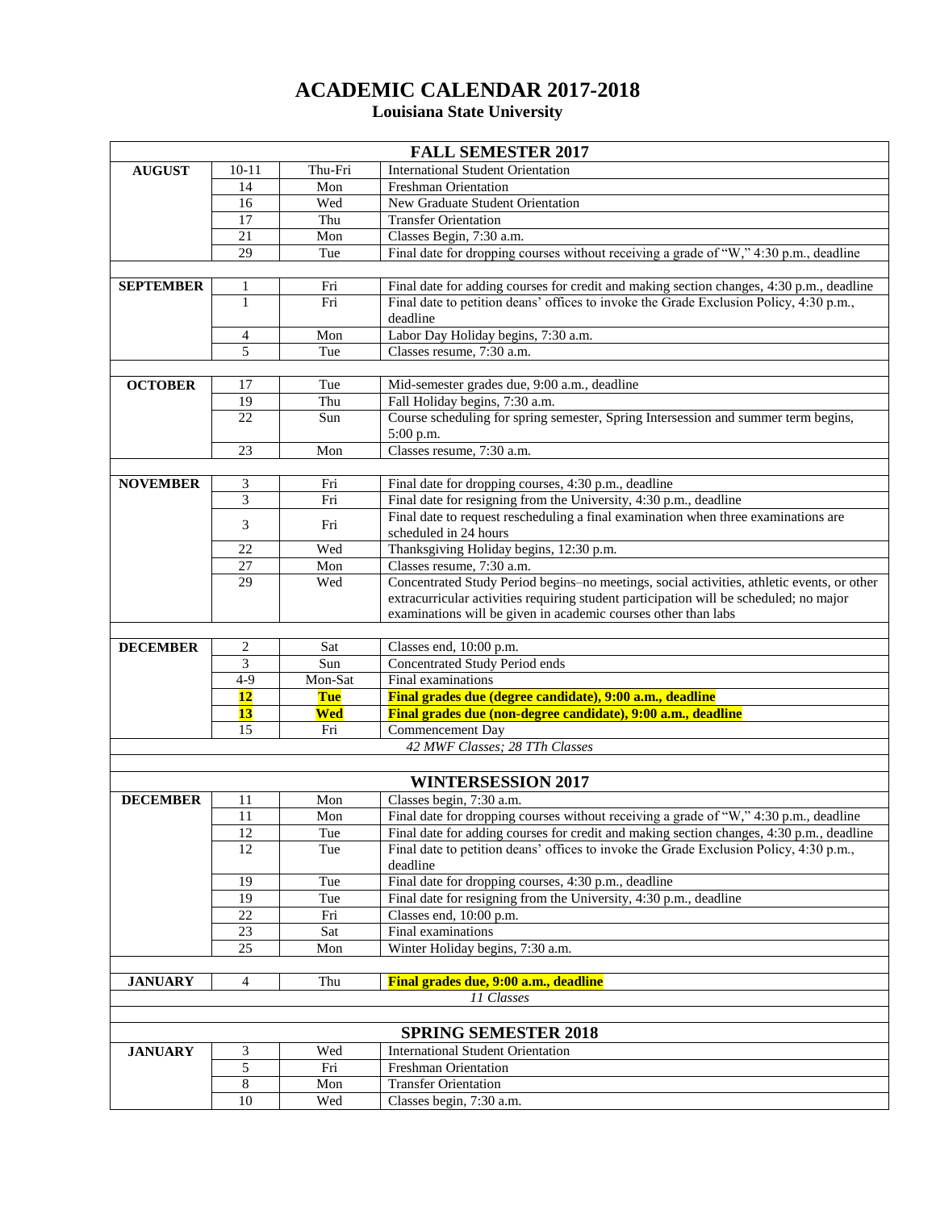# ACADEMIC CALENDAR 2017-2018

## Louisiana State University

| FALL SEMESTER 2017 | | | |
|---|---|---|---|
| **AUGUST** | 10-11 | Thu-Fri | International Student Orientation |
| | 14 | Mon | Freshman Orientation |
| | 16 | Wed | New Graduate Student Orientation |
| | 17 | Thu | Transfer Orientation |
| | 21 | Mon | Classes Begin, 7:30 a.m. |
| | 29 | Tue | Final date for dropping courses without receiving a grade of "W," 4:30 p.m., deadline |
| | | | |
| **SEPTEMBER** | 1 | Fri | Final date for adding courses for credit and making section changes, 4:30 p.m., deadline |
| | 1 | Fri | Final date to petition deans' offices to invoke the Grade Exclusion Policy, 4:30 p.m., deadline |
| | 4 | Mon | Labor Day Holiday begins, 7:30 a.m. |
| | 5 | Tue | Classes resume, 7:30 a.m. |
| | | | |
| **OCTOBER** | 17 | Tue | Mid-semester grades due, 9:00 a.m., deadline |
| | 19 | Thu | Fall Holiday begins, 7:30 a.m. |
| | 22 | Sun | Course scheduling for spring semester, Spring Intersession and summer term begins, 5:00 p.m. |
| | 23 | Mon | Classes resume, 7:30 a.m. |
| | | | |
| **NOVEMBER** | 3 | Fri | Final date for dropping courses, 4:30 p.m., deadline |
| | 3 | Fri | Final date for resigning from the University, 4:30 p.m., deadline |
| | 3 | Fri | Final date to request rescheduling a final examination when three examinations are scheduled in 24 hours |
| | 22 | Wed | Thanksgiving Holiday begins, 12:30 p.m. |
| | 27 | Mon | Classes resume, 7:30 a.m. |
| | 29 | Wed | Concentrated Study Period begins–no meetings, social activities, athletic events, or other extracurricular activities requiring student participation will be scheduled; no major examinations will be given in academic courses other than labs |
| | | | |
| **DECEMBER** | 2 | Sat | Classes end, 10:00 p.m. |
| | 3 | Sun | Concentrated Study Period ends |
| | 4-9 | Mon-Sat | Final examinations |
| | **12** | **Tue** | **Final grades due (degree candidate), 9:00 a.m., deadline** |
| | **13** | **Wed** | **Final grades due (non-degree candidate), 9:00 a.m., deadline** |
| | 15 | Fri | Commencement Day |
| | | | *42 MWF Classes; 28 TTh Classes* |
| | | | |
| **WINTERSESSION 2017** | | | |
| **DECEMBER** | 11 | Mon | Classes begin, 7:30 a.m. |
| | 11 | Mon | Final date for dropping courses without receiving a grade of "W," 4:30 p.m., deadline |
| | 12 | Tue | Final date for adding courses for credit and making section changes, 4:30 p.m., deadline |
| | 12 | Tue | Final date to petition deans' offices to invoke the Grade Exclusion Policy, 4:30 p.m., deadline |
| | 19 | Tue | Final date for dropping courses, 4:30 p.m., deadline |
| | 19 | Tue | Final date for resigning from the University, 4:30 p.m., deadline |
| | 22 | Fri | Classes end, 10:00 p.m. |
| | 23 | Sat | Final examinations |
| | 25 | Mon | Winter Holiday begins, 7:30 a.m. |
| | | | |
| **JANUARY** | 4 | Thu | **Final grades due, 9:00 a.m., deadline** |
| | | | *11 Classes* |
| | | | |
| **SPRING SEMESTER 2018** | | | |
| **JANUARY** | 3 | Wed | International Student Orientation |
| | 5 | Fri | Freshman Orientation |
| | 8 | Mon | Transfer Orientation |
| | 10 | Wed | Classes begin, 7:30 a.m. |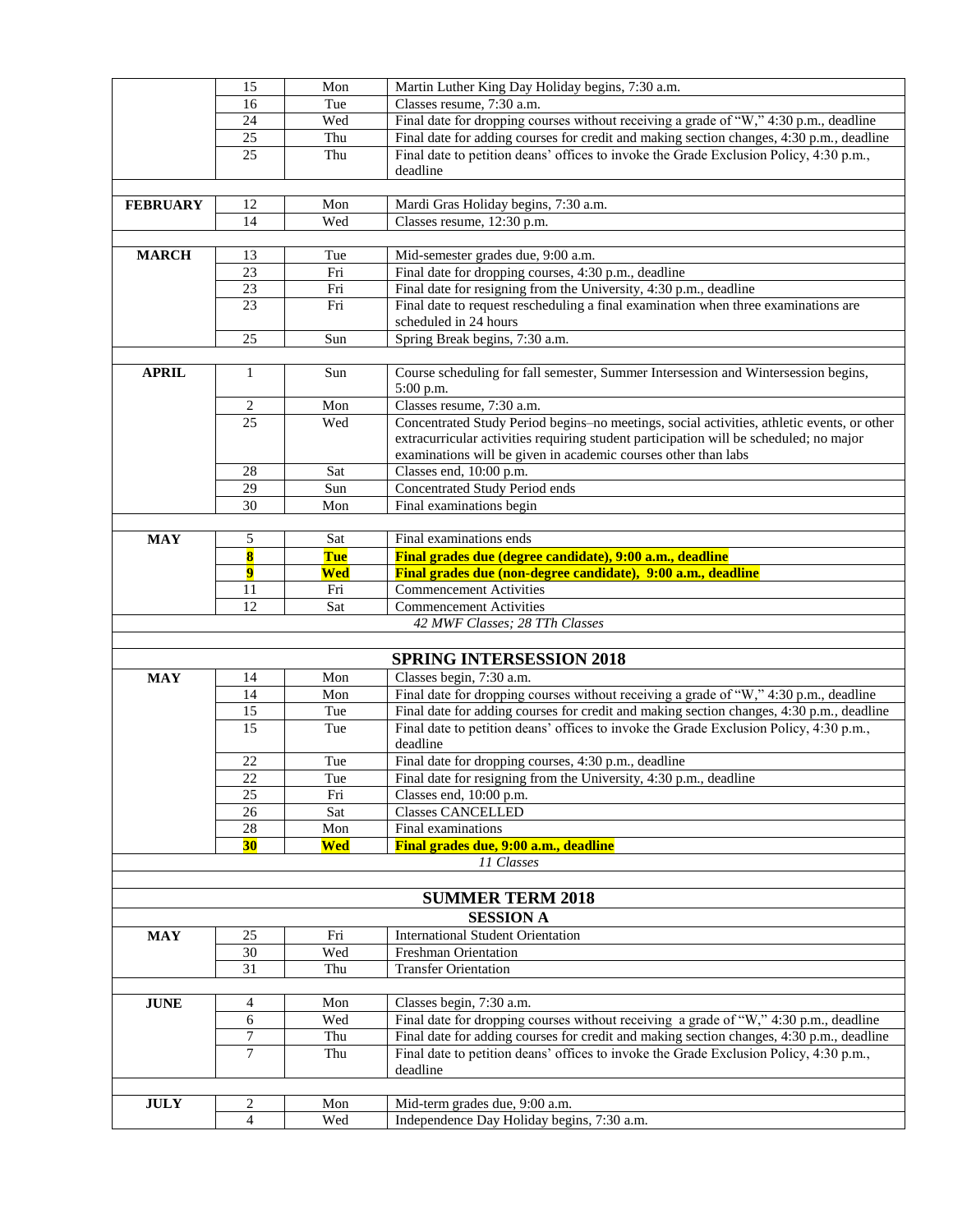| | | | |
|---|---|---|---|
| | 15 | Mon | Martin Luther King Day Holiday begins, 7:30 a.m. |
| | 16 | Tue | Classes resume, 7:30 a.m. |
| | 24 | Wed | Final date for dropping courses without receiving a grade of "W," 4:30 p.m., deadline |
| | 25 | Thu | Final date for adding courses for credit and making section changes, 4:30 p.m., deadline |
| | 25 | Thu | Final date to petition deans' offices to invoke the Grade Exclusion Policy, 4:30 p.m., deadline |
| | | | |
| **FEBRUARY** | 12 | Mon | Mardi Gras Holiday begins, 7:30 a.m. |
| | 14 | Wed | Classes resume, 12:30 p.m. |
| | | | |
| **MARCH** | 13 | Tue | Mid-semester grades due, 9:00 a.m. |
| | 23 | Fri | Final date for dropping courses, 4:30 p.m., deadline |
| | 23 | Fri | Final date for resigning from the University, 4:30 p.m., deadline |
| | 23 | Fri | Final date to request rescheduling a final examination when three examinations are scheduled in 24 hours |
| | 25 | Sun | Spring Break begins, 7:30 a.m. |
| | | | |
| **APRIL** | 1 | Sun | Course scheduling for fall semester, Summer Intersession and Wintersession begins, 5:00 p.m. |
| | 2 | Mon | Classes resume, 7:30 a.m. |
| | 25 | Wed | Concentrated Study Period begins–no meetings, social activities, athletic events, or other extracurricular activities requiring student participation will be scheduled; no major examinations will be given in academic courses other than labs |
| | 28 | Sat | Classes end, 10:00 p.m. |
| | 29 | Sun | Concentrated Study Period ends |
| | 30 | Mon | Final examinations begin |
| | | | |
| **MAY** | 5 | Sat | Final examinations ends |
| | **8** | **Tue** | **Final grades due (degree candidate), 9:00 a.m., deadline** |
| | **9** | **Wed** | **Final grades due (non-degree candidate), 9:00 a.m., deadline** |
| | 11 | Fri | Commencement Activities |
| | 12 | Sat | Commencement Activities |
| | | | *42 MWF Classes; 28 TTh Classes* |
| | | | |
| | | | **SPRING INTERSESSION 2018** |
| **MAY** | 14 | Mon | Classes begin, 7:30 a.m. |
| | 14 | Mon | Final date for dropping courses without receiving a grade of "W," 4:30 p.m., deadline |
| | 15 | Tue | Final date for adding courses for credit and making section changes, 4:30 p.m., deadline |
| | 15 | Tue | Final date to petition deans' offices to invoke the Grade Exclusion Policy, 4:30 p.m., deadline |
| | 22 | Tue | Final date for dropping courses, 4:30 p.m., deadline |
| | 22 | Tue | Final date for resigning from the University, 4:30 p.m., deadline |
| | 25 | Fri | Classes end, 10:00 p.m. |
| | 26 | Sat | Classes CANCELLED |
| | 28 | Mon | Final examinations |
| | **30** | **Wed** | **Final grades due, 9:00 a.m., deadline** |
| | | | *11 Classes* |
| | | | |
| | | | **SUMMER TERM 2018** |
| | | | **SESSION A** |
| **MAY** | 25 | Fri | International Student Orientation |
| | 30 | Wed | Freshman Orientation |
| | 31 | Thu | Transfer Orientation |
| | | | |
| **JUNE** | 4 | Mon | Classes begin, 7:30 a.m. |
| | 6 | Wed | Final date for dropping courses without receiving a grade of "W," 4:30 p.m., deadline |
| | 7 | Thu | Final date for adding courses for credit and making section changes, 4:30 p.m., deadline |
| | 7 | Thu | Final date to petition deans' offices to invoke the Grade Exclusion Policy, 4:30 p.m., deadline |
| | | | |
| **JULY** | 2 | Mon | Mid-term grades due, 9:00 a.m. |
| | 4 | Wed | Independence Day Holiday begins, 7:30 a.m. |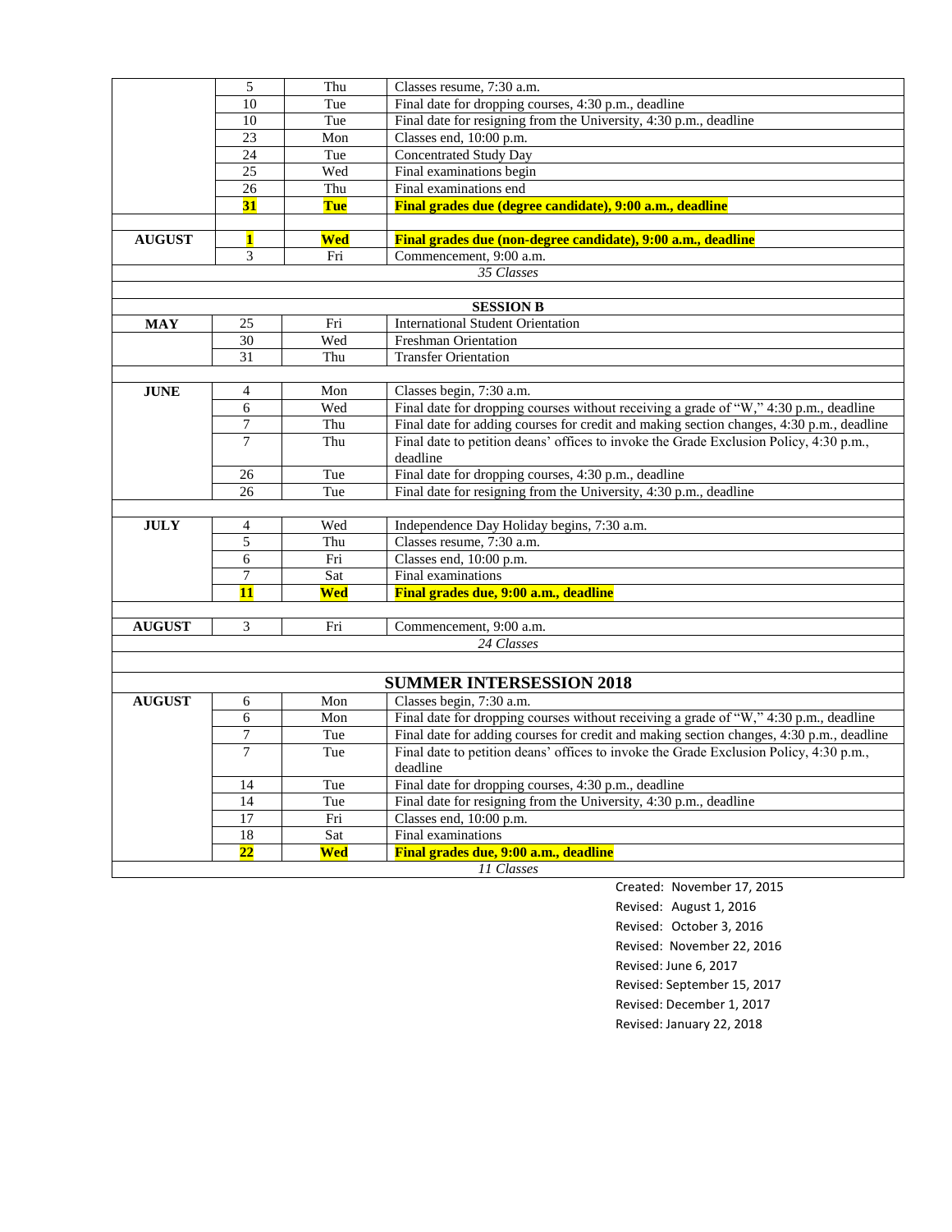| | | | |
|---|---|---|---|
| | 5 | Thu | Classes resume, 7:30 a.m. |
| | 10 | Tue | Final date for dropping courses, 4:30 p.m., deadline |
| | 10 | Tue | Final date for resigning from the University, 4:30 p.m., deadline |
| | 23 | Mon | Classes end, 10:00 p.m. |
| | 24 | Tue | Concentrated Study Day |
| | 25 | Wed | Final examinations begin |
| | 26 | Thu | Final examinations end |
| | **31** | **Tue** | **Final grades due (degree candidate), 9:00 a.m., deadline** |
| | | | |
| **AUGUST** | **1** | **Wed** | **Final grades due (non-degree candidate), 9:00 a.m., deadline** |
| | 3 | Fri | Commencement, 9:00 a.m. |
| | | | *35 Classes* |
| | | | |
| | | | **SESSION B** |
| **MAY** | 25 | Fri | International Student Orientation |
| | 30 | Wed | Freshman Orientation |
| | 31 | Thu | Transfer Orientation |
| | | | |
| **JUNE** | 4 | Mon | Classes begin, 7:30 a.m. |
| | 6 | Wed | Final date for dropping courses without receiving a grade of "W," 4:30 p.m., deadline |
| | 7 | Thu | Final date for adding courses for credit and making section changes, 4:30 p.m., deadline |
| | 7 | Thu | Final date to petition deans' offices to invoke the Grade Exclusion Policy, 4:30 p.m., deadline |
| | 26 | Tue | Final date for dropping courses, 4:30 p.m., deadline |
| | 26 | Tue | Final date for resigning from the University, 4:30 p.m., deadline |
| | | | |
| **JULY** | 4 | Wed | Independence Day Holiday begins, 7:30 a.m. |
| | 5 | Thu | Classes resume, 7:30 a.m. |
| | 6 | Fri | Classes end, 10:00 p.m. |
| | 7 | Sat | Final examinations |
| | **11** | **Wed** | **Final grades due, 9:00 a.m., deadline** |
| | | | |
| **AUGUST** | 3 | Fri | Commencement, 9:00 a.m. |
| | | | *24 Classes* |
| | | | |
| | | | **SUMMER INTERSESSION 2018** |
| **AUGUST** | 6 | Mon | Classes begin, 7:30 a.m. |
| | 6 | Mon | Final date for dropping courses without receiving a grade of "W," 4:30 p.m., deadline |
| | 7 | Tue | Final date for adding courses for credit and making section changes, 4:30 p.m., deadline |
| | 7 | Tue | Final date to petition deans' offices to invoke the Grade Exclusion Policy, 4:30 p.m., deadline |
| | 14 | Tue | Final date for dropping courses, 4:30 p.m., deadline |
| | 14 | Tue | Final date for resigning from the University, 4:30 p.m., deadline |
| | 17 | Fri | Classes end, 10:00 p.m. |
| | 18 | Sat | Final examinations |
| | **22** | **Wed** | **Final grades due, 9:00 a.m., deadline** |
| | | | *11 Classes* |

Created: November 17, 2015
Revised: August 1, 2016
Revised: October 3, 2016
Revised: November 22, 2016
Revised: June 6, 2017
Revised: September 15, 2017
Revised: December 1, 2017
Revised: January 22, 2018